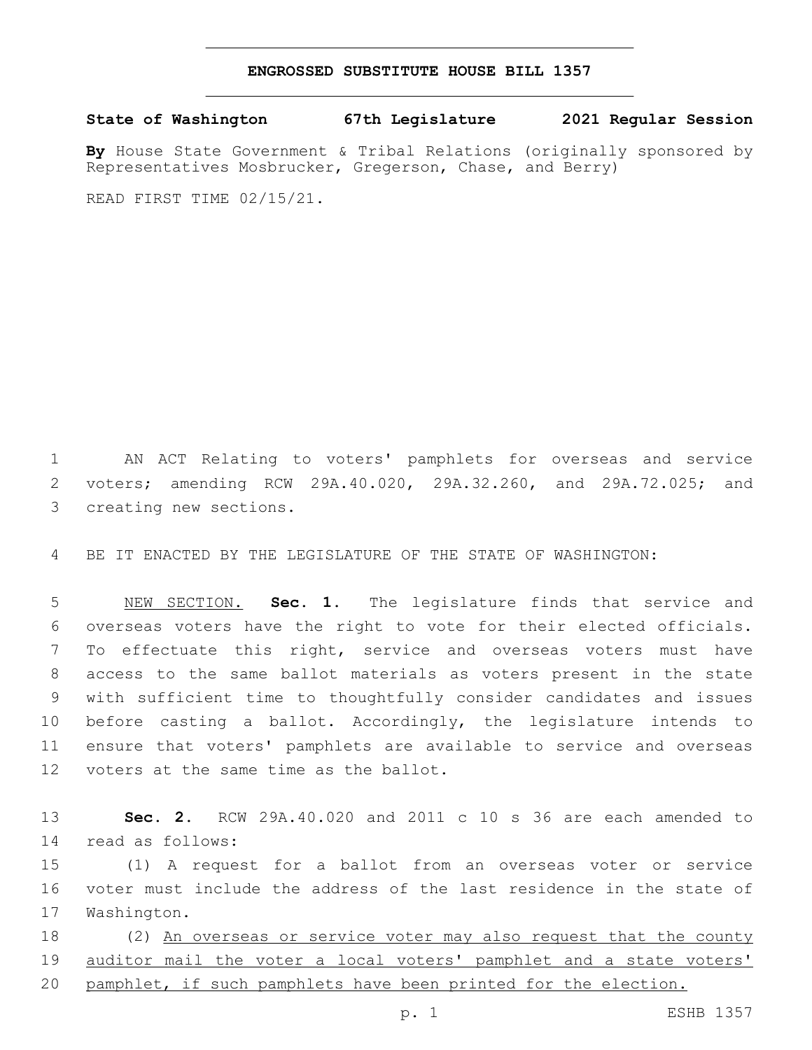# ENGROSSED SUBSTITUTE HOUSE BILL 1357

**State of Washington 67th Legislature 2021 Regular Session**

**By** House State Government & Tribal Relations (originally sponsored by Representatives Mosbrucker, Gregerson, Chase, and Berry)

READ FIRST TIME 02/15/21.

AN ACT Relating to voters' pamphlets for overseas and service voters; amending RCW 29A.40.020, 29A.32.260, and 29A.72.025; and creating new sections.

BE IT ENACTED BY THE LEGISLATURE OF THE STATE OF WASHINGTON:

NEW SECTION. **Sec. 1.** The legislature finds that service and overseas voters have the right to vote for their elected officials. To effectuate this right, service and overseas voters must have access to the same ballot materials as voters present in the state with sufficient time to thoughtfully consider candidates and issues before casting a ballot. Accordingly, the legislature intends to ensure that voters' pamphlets are available to service and overseas voters at the same time as the ballot.

**Sec. 2.** RCW 29A.40.020 and 2011 c 10 s 36 are each amended to read as follows:

(1) A request for a ballot from an overseas voter or service voter must include the address of the last residence in the state of Washington.

(2) An overseas or service voter may also request that the county auditor mail the voter a local voters' pamphlet and a state voters' pamphlet, if such pamphlets have been printed for the election.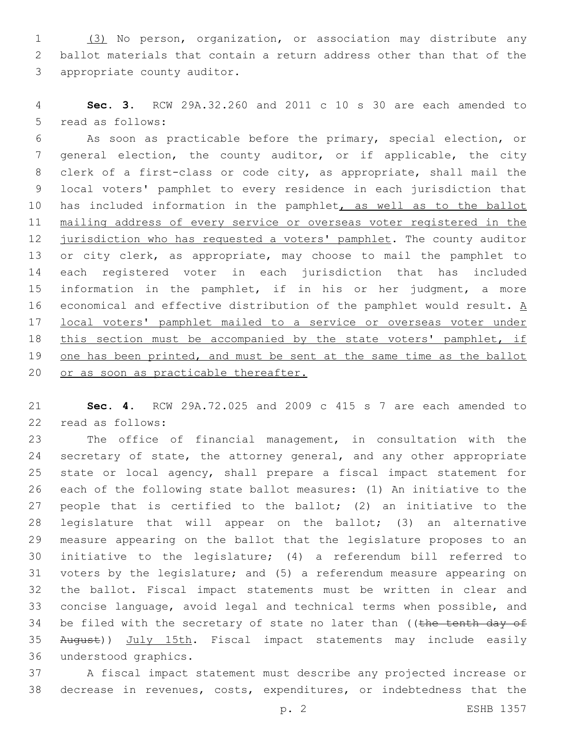(3) No person, organization, or association may distribute any ballot materials that contain a return address other than that of the appropriate county auditor.

**Sec. 3.** RCW 29A.32.260 and 2011 c 10 s 30 are each amended to read as follows:

As soon as practicable before the primary, special election, or general election, the county auditor, or if applicable, the city clerk of a first-class or code city, as appropriate, shall mail the local voters' pamphlet to every residence in each jurisdiction that has included information in the pamphlet, as well as to the ballot mailing address of every service or overseas voter registered in the jurisdiction who has requested a voters' pamphlet. The county auditor or city clerk, as appropriate, may choose to mail the pamphlet to each registered voter in each jurisdiction that has included information in the pamphlet, if in his or her judgment, a more economical and effective distribution of the pamphlet would result. A local voters' pamphlet mailed to a service or overseas voter under this section must be accompanied by the state voters' pamphlet, if one has been printed, and must be sent at the same time as the ballot or as soon as practicable thereafter.

**Sec. 4.** RCW 29A.72.025 and 2009 c 415 s 7 are each amended to read as follows:

The office of financial management, in consultation with the secretary of state, the attorney general, and any other appropriate state or local agency, shall prepare a fiscal impact statement for each of the following state ballot measures: (1) An initiative to the people that is certified to the ballot; (2) an initiative to the legislature that will appear on the ballot; (3) an alternative measure appearing on the ballot that the legislature proposes to an initiative to the legislature; (4) a referendum bill referred to voters by the legislature; and (5) a referendum measure appearing on the ballot. Fiscal impact statements must be written in clear and concise language, avoid legal and technical terms when possible, and be filed with the secretary of state no later than ((~~the tenth day of August~~)) July 15th. Fiscal impact statements may include easily understood graphics.

A fiscal impact statement must describe any projected increase or decrease in revenues, costs, expenditures, or indebtedness that the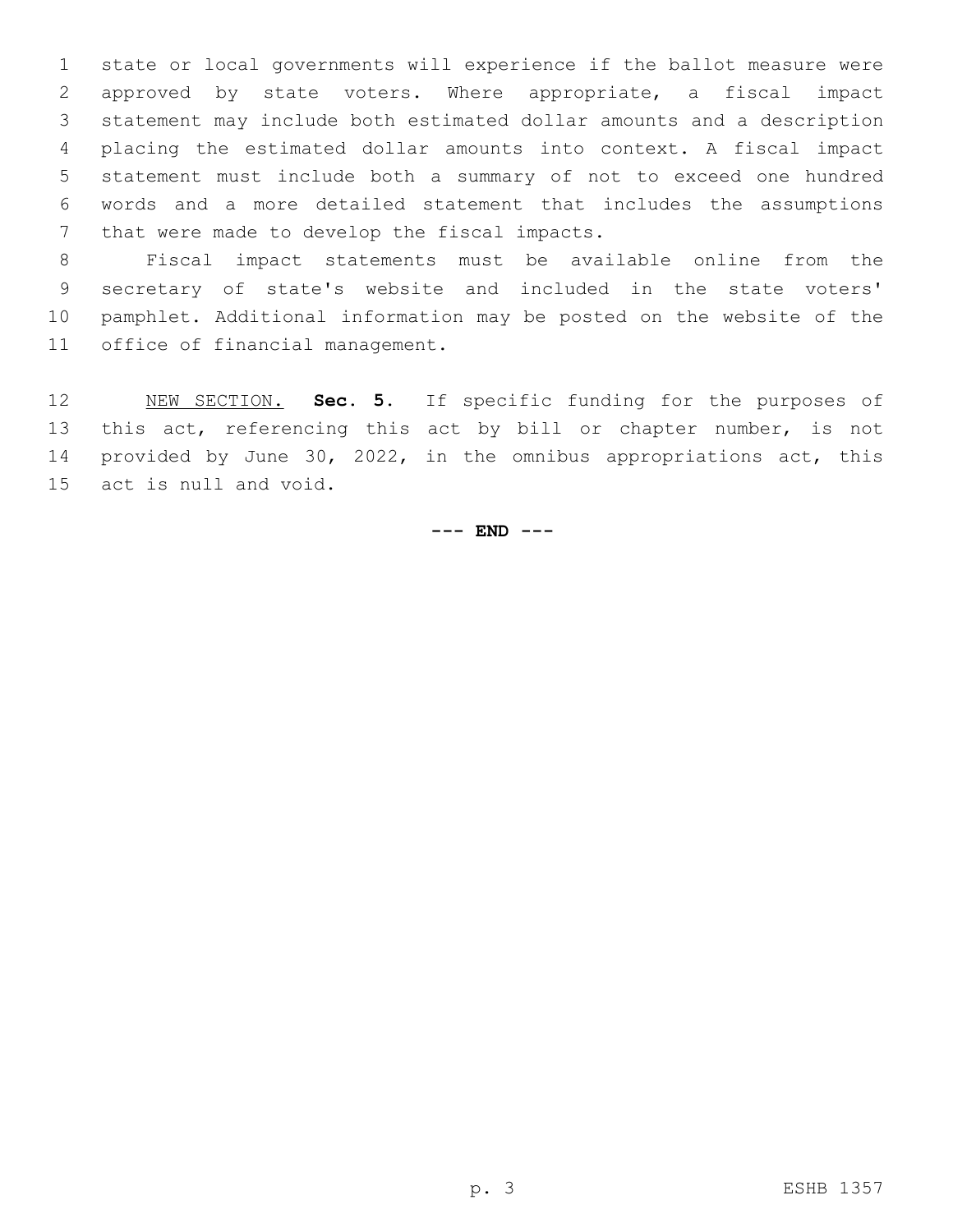state or local governments will experience if the ballot measure were approved by state voters. Where appropriate, a fiscal impact statement may include both estimated dollar amounts and a description placing the estimated dollar amounts into context. A fiscal impact statement must include both a summary of not to exceed one hundred words and a more detailed statement that includes the assumptions that were made to develop the fiscal impacts.

Fiscal impact statements must be available online from the secretary of state's website and included in the state voters' pamphlet. Additional information may be posted on the website of the office of financial management.

NEW SECTION. **Sec. 5.** If specific funding for the purposes of this act, referencing this act by bill or chapter number, is not provided by June 30, 2022, in the omnibus appropriations act, this act is null and void.

**--- END ---**